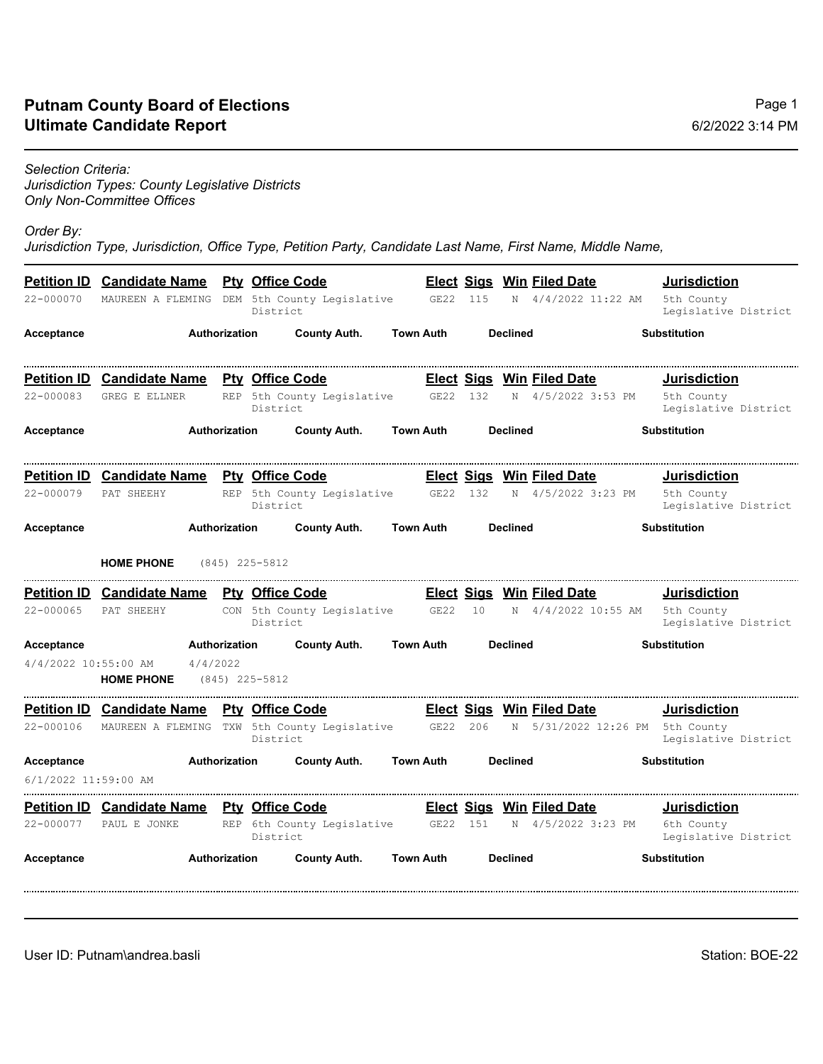## Putnam County Board of Elections
## Ultimate Candidate Report

6/2/2022 3:14 PM

*Selection Criteria:*
*Jurisdiction Types: County Legislative Districts*
*Only Non-Committee Offices*

*Order By:*
*Jurisdiction Type, Jurisdiction, Office Type, Petition Party, Candidate Last Name, First Name, Middle Name,*

| Petition ID | Candidate Name | Pty | Office Code | Elect | Sigs | Win | Filed Date | Jurisdiction |
|---|---|---|---|---|---|---|---|---|
| 22-000070 | MAUREEN A FLEMING | DEM | 5th County Legislative District | GE22 | 115 | N | 4/4/2022 11:22 AM | 5th County Legislative District |

| Acceptance | Authorization | County Auth. | Town Auth | Declined | Substitution |
|---|---|---|---|---|---|
| | | | | | |

| Petition ID | Candidate Name | Pty | Office Code | Elect | Sigs | Win | Filed Date | Jurisdiction |
|---|---|---|---|---|---|---|---|---|
| 22-000083 | GREG E ELLNER | REP | 5th County Legislative District | GE22 | 132 | N | 4/5/2022 3:53 PM | 5th County Legislative District |

| Acceptance | Authorization | County Auth. | Town Auth | Declined | Substitution |
|---|---|---|---|---|---|
| | | | | | |

| Petition ID | Candidate Name | Pty | Office Code | Elect | Sigs | Win | Filed Date | Jurisdiction |
|---|---|---|---|---|---|---|---|---|
| 22-000079 | PAT SHEEHY | REP | 5th County Legislative District | GE22 | 132 | N | 4/5/2022 3:23 PM | 5th County Legislative District |

| Acceptance | Authorization | County Auth. | Town Auth | Declined | Substitution |
|---|---|---|---|---|---|
| | | | | | |

**HOME PHONE** (845) 225-5812

| Petition ID | Candidate Name | Pty | Office Code | Elect | Sigs | Win | Filed Date | Jurisdiction |
|---|---|---|---|---|---|---|---|---|
| 22-000065 | PAT SHEEHY | CON | 5th County Legislative District | GE22 | 10 | N | 4/4/2022 10:55 AM | 5th County Legislative District |

| Acceptance | Authorization | County Auth. | Town Auth | Declined | Substitution |
|---|---|---|---|---|---|
| 4/4/2022 10:55:00 AM | 4/4/2022 | | | | |

**HOME PHONE** (845) 225-5812

| Petition ID | Candidate Name | Pty | Office Code | Elect | Sigs | Win | Filed Date | Jurisdiction |
|---|---|---|---|---|---|---|---|---|
| 22-000106 | MAUREEN A FLEMING | TXW | 5th County Legislative District | GE22 | 206 | N | 5/31/2022 12:26 PM | 5th County Legislative District |

| Acceptance | Authorization | County Auth. | Town Auth | Declined | Substitution |
|---|---|---|---|---|---|
| 6/1/2022 11:59:00 AM | | | | | |

| Petition ID | Candidate Name | Pty | Office Code | Elect | Sigs | Win | Filed Date | Jurisdiction |
|---|---|---|---|---|---|---|---|---|
| 22-000077 | PAUL E JONKE | REP | 6th County Legislative District | GE22 | 151 | N | 4/5/2022 3:23 PM | 6th County Legislative District |

| Acceptance | Authorization | County Auth. | Town Auth | Declined | Substitution |
|---|---|---|---|---|---|
| | | | | | |

User ID: Putnam\andrea.basli

Station: BOE-22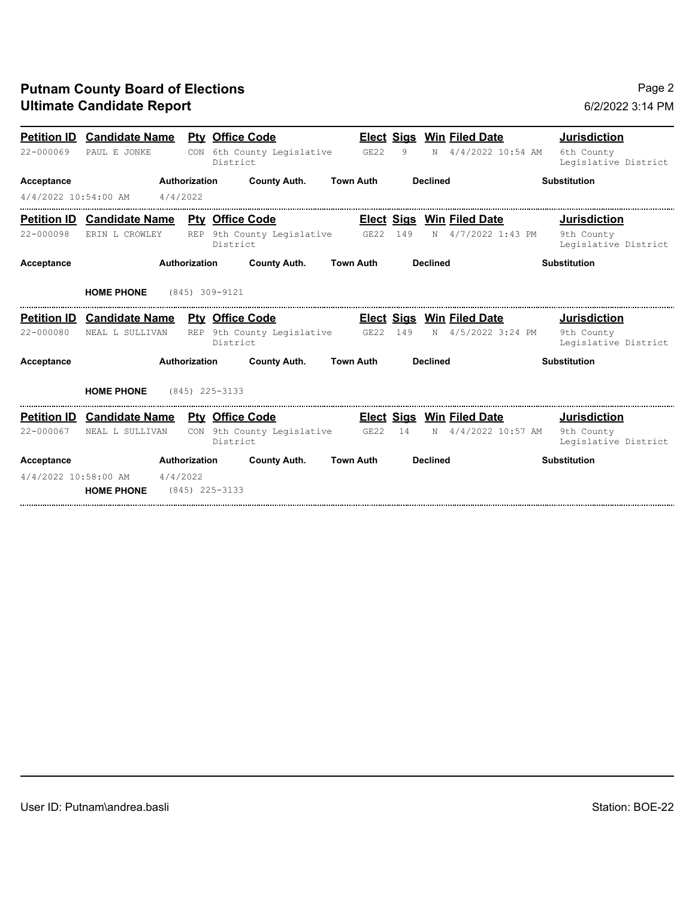# Putnam County Board of Elections
## Ultimate Candidate Report

6/2/2022 3:14 PM

| Petition ID | Candidate Name | Pty | Office Code | Elect | Sigs | Win | Filed Date | Jurisdiction |
|---|---|---|---|---|---|---|---|---|
| 22-000069 | PAUL E JONKE | CON | 6th County Legislative District | GE22 | 9 | N | 4/4/2022 10:54 AM | 6th County Legislative District |

| Acceptance | Authorization | County Auth. | Town Auth | Declined | Substitution |
|---|---|---|---|---|---|
| 4/4/2022 10:54:00 AM | 4/4/2022 | | | | |

| Petition ID | Candidate Name | Pty | Office Code | Elect | Sigs | Win | Filed Date | Jurisdiction |
|---|---|---|---|---|---|---|---|---|
| 22-000098 | ERIN L CROWLEY | REP | 9th County Legislative District | GE22 | 149 | N | 4/7/2022 1:43 PM | 9th County Legislative District |

| Acceptance | Authorization | County Auth. | Town Auth | Declined | Substitution |
|---|---|---|---|---|---|
| | | | | | |

**HOME PHONE** (845) 309-9121

| Petition ID | Candidate Name | Pty | Office Code | Elect | Sigs | Win | Filed Date | Jurisdiction |
|---|---|---|---|---|---|---|---|---|
| 22-000080 | NEAL L SULLIVAN | REP | 9th County Legislative District | GE22 | 149 | N | 4/5/2022 3:24 PM | 9th County Legislative District |

| Acceptance | Authorization | County Auth. | Town Auth | Declined | Substitution |
|---|---|---|---|---|---|
| | | | | | |

**HOME PHONE** (845) 225-3133

| Petition ID | Candidate Name | Pty | Office Code | Elect | Sigs | Win | Filed Date | Jurisdiction |
|---|---|---|---|---|---|---|---|---|
| 22-000067 | NEAL L SULLIVAN | CON | 9th County Legislative District | GE22 | 14 | N | 4/4/2022 10:57 AM | 9th County Legislative District |

| Acceptance | Authorization | County Auth. | Town Auth | Declined | Substitution |
|---|---|---|---|---|---|
| 4/4/2022 10:58:00 AM | 4/4/2022 | | | | |

**HOME PHONE** (845) 225-3133

User ID: Putnam\andrea.basli

Station: BOE-22